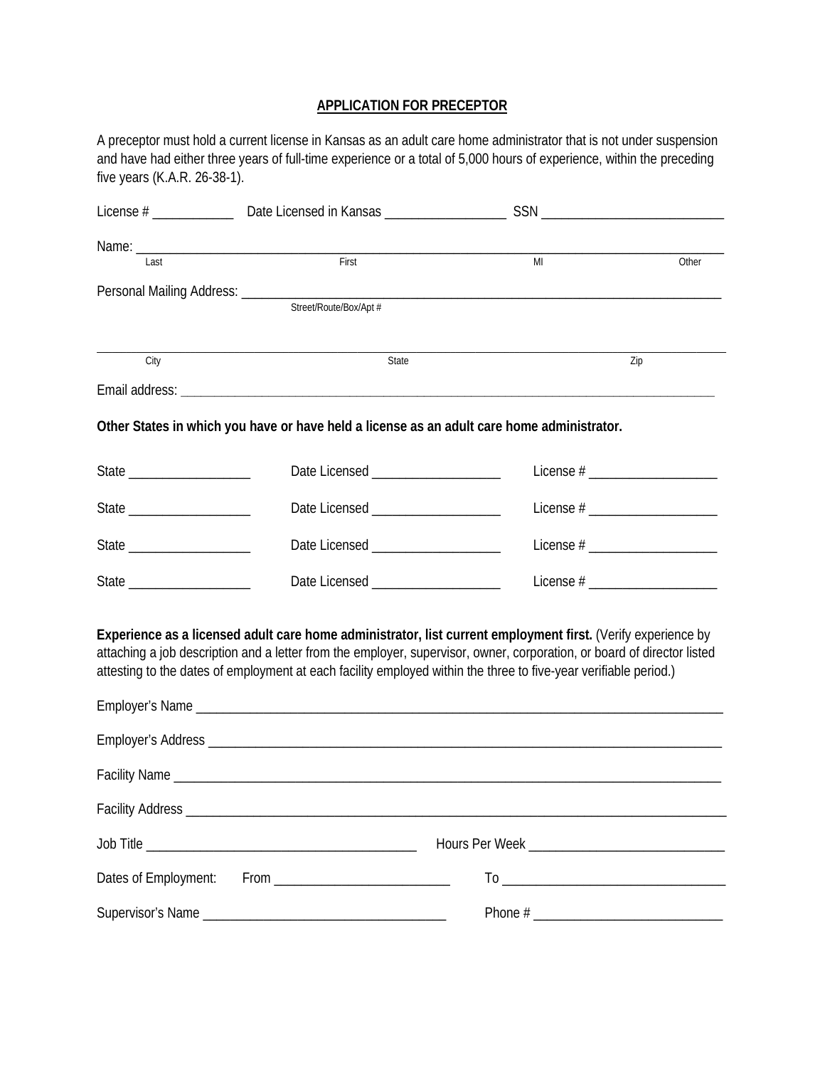# APPLICATION FOR PRECEPTOR

A preceptor must hold a current license in Kansas as an adult care home administrator that is not under suspension and have had either three years of full-time experience or a total of 5,000 hours of experience, within the preceding five years (K.A.R. 26-38-1).

License # ____________ Date Licensed in Kansas __________________ SSN ___________________________

Name: ______________________________________________________________________________
Last First MI Other

Personal Mailing Address: ____________________________________________________________
Street/Route/Box/Apt #

______________________________________________________________________________________
City State Zip

Email address: ______________________________________________________________________

**Other States in which you have or have held a license as an adult care home administrator.**

State __________________ Date Licensed ___________________ License # ___________________

State __________________ Date Licensed ___________________ License # ___________________

State __________________ Date Licensed ___________________ License # ___________________

State __________________ Date Licensed ___________________ License # ___________________

**Experience as a licensed adult care home administrator, list current employment first.** (Verify experience by attaching a job description and a letter from the employer, supervisor, owner, corporation, or board of director listed attesting to the dates of employment at each facility employed within the three to five-year verifiable period.)

Employer's Name ______________________________________________________________________

Employer's Address ____________________________________________________________________

Facility Name _________________________________________________________________________

Facility Address _______________________________________________________________________

Job Title ________________________________________ Hours Per Week ____________________________

Dates of Employment: From __________________________ To ________________________________

Supervisor's Name ___________________________________ Phone # ____________________________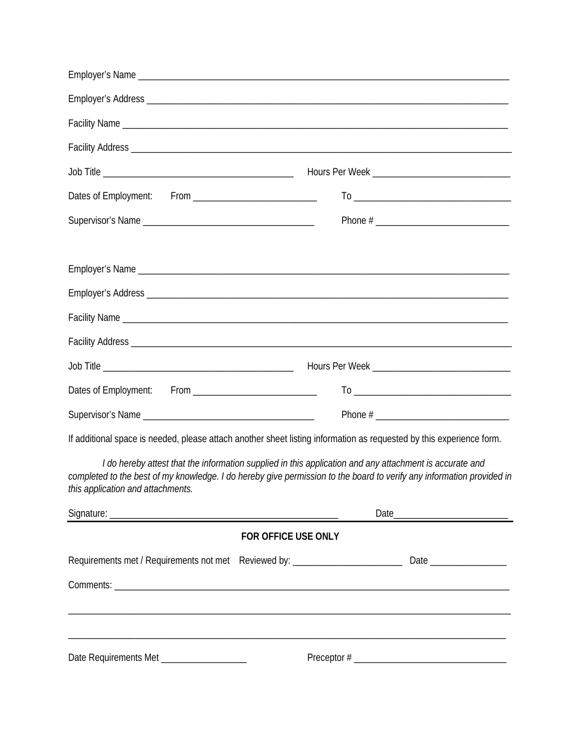Employer's Name ___________________________________________________________________________

Employer's Address _________________________________________________________________________

Facility Name _____________________________________________________________________________

Facility Address ___________________________________________________________________________

Job Title ________________________________________ Hours Per Week ____________________________

Dates of Employment: From __________________________ To _________________________________

Supervisor's Name ___________________________________ Phone # ___________________________

Employer's Name ___________________________________________________________________________

Employer's Address _________________________________________________________________________

Facility Name _____________________________________________________________________________

Facility Address ___________________________________________________________________________

Job Title ________________________________________ Hours Per Week ____________________________

Dates of Employment: From __________________________ To _________________________________

Supervisor's Name ___________________________________ Phone # ___________________________

If additional space is needed, please attach another sheet listing information as requested by this experience form.

*I do hereby attest that the information supplied in this application and any attachment is accurate and completed to the best of my knowledge. I do hereby give permission to the board to verify any information provided in this application and attachments.*

Signature: _________________________________________________ Date________________________

---

**FOR OFFICE USE ONLY**

Requirements met / Requirements not met Reviewed by: _______________________ Date ________________

Comments: ________________________________________________________________________________

__________________________________________________________________________________________

__________________________________________________________________________________________

Date Requirements Met __________________ Preceptor # _________________________________